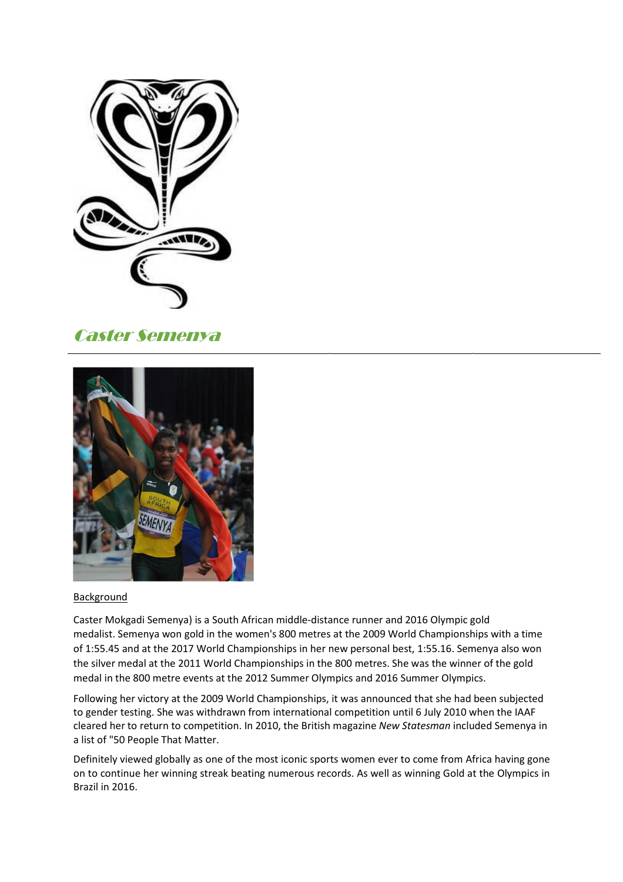# *Caster Semenya*

---

<u>Background</u>

Caster Mokgadi Semenya) is a South African middle-distance runner and 2016 Olympic gold medalist. Semenya won gold in the women's 800 metres at the 2009 World Championships with a time of 1:55.45 and at the 2017 World Championships in her new personal best, 1:55.16. Semenya also won the silver medal at the 2011 World Championships in the 800 metres. She was the winner of the gold medal in the 800 metre events at the 2012 Summer Olympics and 2016 Summer Olympics.

Following her victory at the 2009 World Championships, it was announced that she had been subjected to gender testing. She was withdrawn from international competition until 6 July 2010 when the IAAF cleared her to return to competition. In 2010, the British magazine *New Statesman* included Semenya in a list of "50 People That Matter.

Definitely viewed globally as one of the most iconic sports women ever to come from Africa having gone on to continue her winning streak beating numerous records. As well as winning Gold at the Olympics in Brazil in 2016.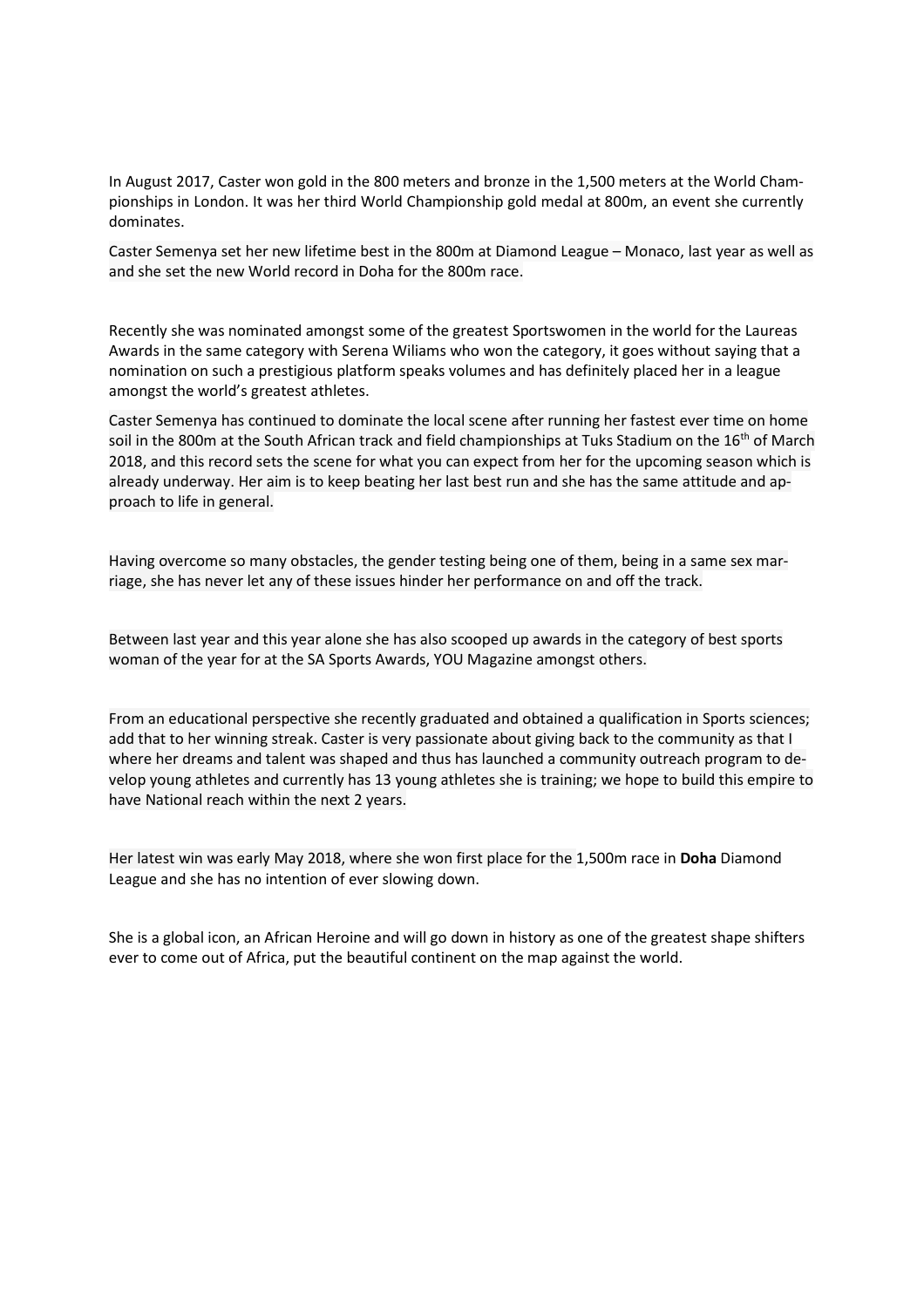In August 2017, Caster won gold in the 800 meters and bronze in the 1,500 meters at the World Championships in London. It was her third World Championship gold medal at 800m, an event she currently dominates.

Caster Semenya set her new lifetime best in the 800m at Diamond League – Monaco, last year as well as and she set the new World record in Doha for the 800m race.

Recently she was nominated amongst some of the greatest Sportswomen in the world for the Laureas Awards in the same category with Serena Wiliams who won the category, it goes without saying that a nomination on such a prestigious platform speaks volumes and has definitely placed her in a league amongst the world's greatest athletes.

Caster Semenya has continued to dominate the local scene after running her fastest ever time on home soil in the 800m at the South African track and field championships at Tuks Stadium on the 16th of March 2018, and this record sets the scene for what you can expect from her for the upcoming season which is already underway. Her aim is to keep beating her last best run and she has the same attitude and approach to life in general.

Having overcome so many obstacles, the gender testing being one of them, being in a same sex marriage, she has never let any of these issues hinder her performance on and off the track.

Between last year and this year alone she has also scooped up awards in the category of best sports woman of the year for at the SA Sports Awards, YOU Magazine amongst others.

From an educational perspective she recently graduated and obtained a qualification in Sports sciences; add that to her winning streak. Caster is very passionate about giving back to the community as that I where her dreams and talent was shaped and thus has launched a community outreach program to develop young athletes and currently has 13 young athletes she is training; we hope to build this empire to have National reach within the next 2 years.

Her latest win was early May 2018, where she won first place for the 1,500m race in **Doha** Diamond League and she has no intention of ever slowing down.

She is a global icon, an African Heroine and will go down in history as one of the greatest shape shifters ever to come out of Africa, put the beautiful continent on the map against the world.